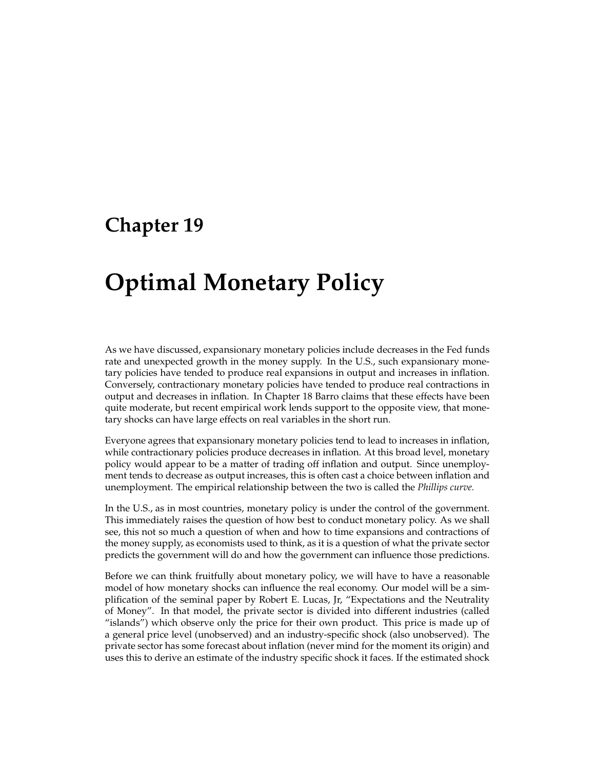# Chapter 19

# Optimal Monetary Policy

As we have discussed, expansionary monetary policies include decreases in the Fed funds rate and unexpected growth in the money supply. In the U.S., such expansionary monetary policies have tended to produce real expansions in output and increases in inflation. Conversely, contractionary monetary policies have tended to produce real contractions in output and decreases in inflation. In Chapter 18 Barro claims that these effects have been quite moderate, but recent empirical work lends support to the opposite view, that monetary shocks can have large effects on real variables in the short run.

Everyone agrees that expansionary monetary policies tend to lead to increases in inflation, while contractionary policies produce decreases in inflation. At this broad level, monetary policy would appear to be a matter of trading off inflation and output. Since unemployment tends to decrease as output increases, this is often cast a choice between inflation and unemployment. The empirical relationship between the two is called the *Phillips curve.*

In the U.S., as in most countries, monetary policy is under the control of the government. This immediately raises the question of how best to conduct monetary policy. As we shall see, this not so much a question of when and how to time expansions and contractions of the money supply, as economists used to think, as it is a question of what the private sector predicts the government will do and how the government can influence those predictions.

Before we can think fruitfully about monetary policy, we will have to have a reasonable model of how monetary shocks can influence the real economy. Our model will be a simplification of the seminal paper by Robert E. Lucas, Jr, "Expectations and the Neutrality of Money". In that model, the private sector is divided into different industries (called "islands") which observe only the price for their own product. This price is made up of a general price level (unobserved) and an industry-specific shock (also unobserved). The private sector has some forecast about inflation (never mind for the moment its origin) and uses this to derive an estimate of the industry specific shock it faces. If the estimated shock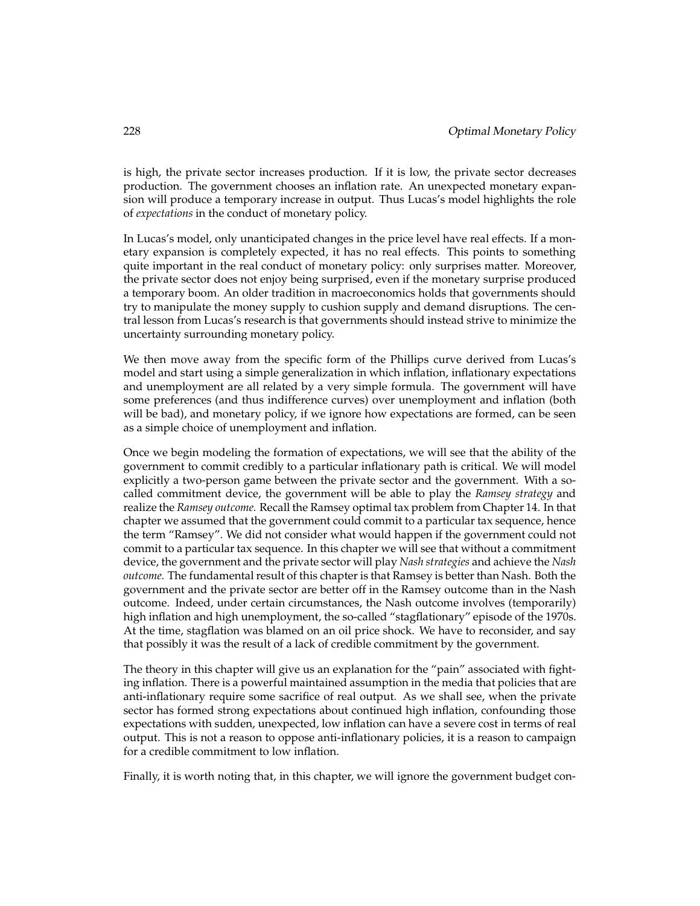is high, the private sector increases production. If it is low, the private sector decreases production. The government chooses an inflation rate. An unexpected monetary expansion will produce a temporary increase in output. Thus Lucas's model highlights the role of *expectations* in the conduct of monetary policy.

In Lucas's model, only unanticipated changes in the price level have real effects. If a monetary expansion is completely expected, it has no real effects. This points to something quite important in the real conduct of monetary policy: only surprises matter. Moreover, the private sector does not enjoy being surprised, even if the monetary surprise produced a temporary boom. An older tradition in macroeconomics holds that governments should try to manipulate the money supply to cushion supply and demand disruptions. The central lesson from Lucas's research is that governments should instead strive to minimize the uncertainty surrounding monetary policy.

We then move away from the specific form of the Phillips curve derived from Lucas's model and start using a simple generalization in which inflation, inflationary expectations and unemployment are all related by a very simple formula. The government will have some preferences (and thus indifference curves) over unemployment and inflation (both will be bad), and monetary policy, if we ignore how expectations are formed, can be seen as a simple choice of unemployment and inflation.

Once we begin modeling the formation of expectations, we will see that the ability of the government to commit credibly to a particular inflationary path is critical. We will model explicitly a two-person game between the private sector and the government. With a so-called commitment device, the government will be able to play the *Ramsey strategy* and realize the *Ramsey outcome.* Recall the Ramsey optimal tax problem from Chapter 14. In that chapter we assumed that the government could commit to a particular tax sequence, hence the term "Ramsey". We did not consider what would happen if the government could not commit to a particular tax sequence. In this chapter we will see that without a commitment device, the government and the private sector will play *Nash strategies* and achieve the *Nash outcome.* The fundamental result of this chapter is that Ramsey is better than Nash. Both the government and the private sector are better off in the Ramsey outcome than in the Nash outcome. Indeed, under certain circumstances, the Nash outcome involves (temporarily) high inflation and high unemployment, the so-called "stagflationary" episode of the 1970s. At the time, stagflation was blamed on an oil price shock. We have to reconsider, and say that possibly it was the result of a lack of credible commitment by the government.

The theory in this chapter will give us an explanation for the "pain" associated with fighting inflation. There is a powerful maintained assumption in the media that policies that are anti-inflationary require some sacrifice of real output. As we shall see, when the private sector has formed strong expectations about continued high inflation, confounding those expectations with sudden, unexpected, low inflation can have a severe cost in terms of real output. This is not a reason to oppose anti-inflationary policies, it is a reason to campaign for a credible commitment to low inflation.

Finally, it is worth noting that, in this chapter, we will ignore the government budget con-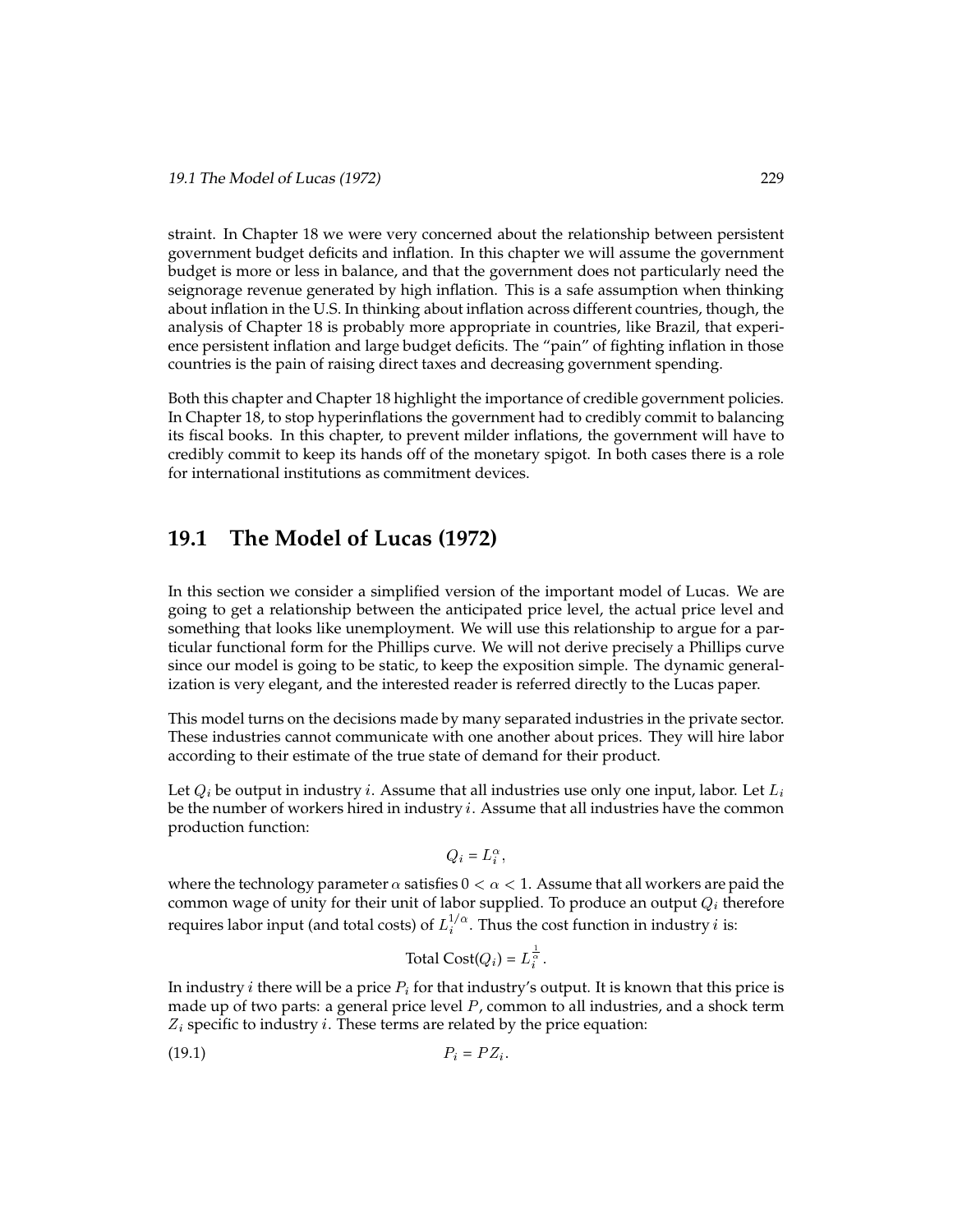straint. In Chapter 18 we were very concerned about the relationship between persistent government budget deficits and inflation. In this chapter we will assume the government budget is more or less in balance, and that the government does not particularly need the seignorage revenue generated by high inflation. This is a safe assumption when thinking about inflation in the U.S. In thinking about inflation across different countries, though, the analysis of Chapter 18 is probably more appropriate in countries, like Brazil, that experience persistent inflation and large budget deficits. The "pain" of fighting inflation in those countries is the pain of raising direct taxes and decreasing government spending.

Both this chapter and Chapter 18 highlight the importance of credible government policies. In Chapter 18, to stop hyperinflations the government had to credibly commit to balancing its fiscal books. In this chapter, to prevent milder inflations, the government will have to credibly commit to keep its hands off of the monetary spigot. In both cases there is a role for international institutions as commitment devices.

## 19.1 The Model of Lucas (1972)

In this section we consider a simplified version of the important model of Lucas. We are going to get a relationship between the anticipated price level, the actual price level and something that looks like unemployment. We will use this relationship to argue for a particular functional form for the Phillips curve. We will not derive precisely a Phillips curve since our model is going to be static, to keep the exposition simple. The dynamic generalization is very elegant, and the interested reader is referred directly to the Lucas paper.

This model turns on the decisions made by many separated industries in the private sector. These industries cannot communicate with one another about prices. They will hire labor according to their estimate of the true state of demand for their product.

Let $Q_i$ be output in industry $i$. Assume that all industries use only one input, labor. Let $L_i$ be the number of workers hired in industry $i$. Assume that all industries have the common production function:

$$Q_i = L_i^{\alpha},$$

where the technology parameter $\alpha$ satisfies $0 < \alpha < 1$. Assume that all workers are paid the common wage of unity for their unit of labor supplied. To produce an output $Q_i$ therefore requires labor input (and total costs) of $L_i^{1/\alpha}$. Thus the cost function in industry $i$ is:

$$\text{Total Cost}(Q_i) = L_i^{\frac{1}{\alpha}}.$$

In industry $i$ there will be a price $P_i$ for that industry's output. It is known that this price is made up of two parts: a general price level $P$, common to all industries, and a shock term $Z_i$ specific to industry $i$. These terms are related by the price equation:

$$P_i = PZ_i. \tag{19.1}$$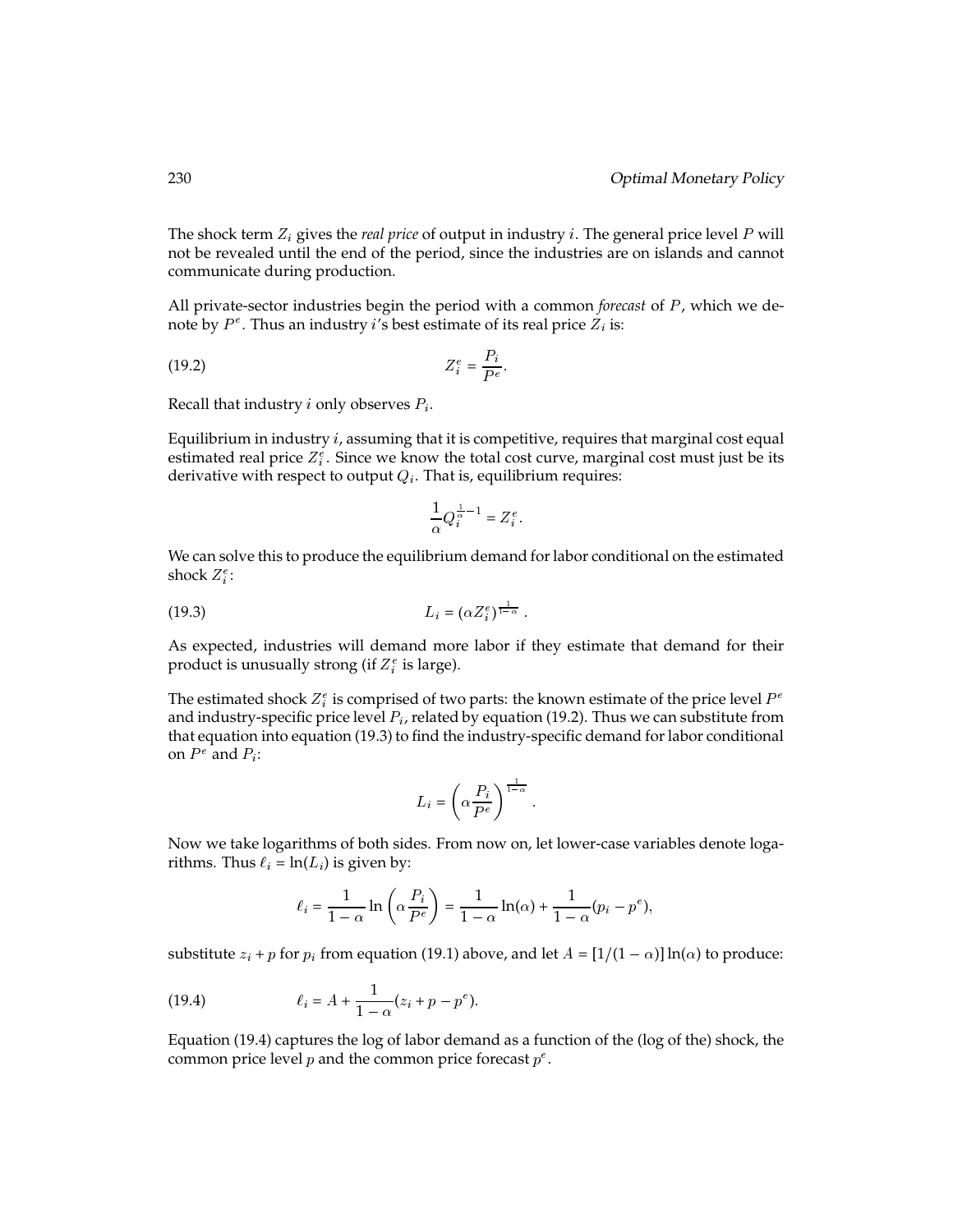The shock term $Z_i$ gives the *real price* of output in industry $i$. The general price level $P$ will not be revealed until the end of the period, since the industries are on islands and cannot communicate during production.

All private-sector industries begin the period with a common *forecast* of $P$, which we denote by $P^e$. Thus an industry $i$'s best estimate of its real price $Z_i$ is:

$$Z_i^e = \frac{P_i}{P^e}. \tag{19.2}$$

Recall that industry $i$ only observes $P_i$.

Equilibrium in industry $i$, assuming that it is competitive, requires that marginal cost equal estimated real price $Z_i^e$. Since we know the total cost curve, marginal cost must just be its derivative with respect to output $Q_i$. That is, equilibrium requires:

$$\frac{1}{\alpha} Q_i^{\frac{1}{\alpha}-1} = Z_i^e.$$

We can solve this to produce the equilibrium demand for labor conditional on the estimated shock $Z_i^e$:

$$L_i = (\alpha Z_i^e)^{\frac{1}{1-\alpha}}. \tag{19.3}$$

As expected, industries will demand more labor if they estimate that demand for their product is unusually strong (if $Z_i^e$ is large).

The estimated shock $Z_i^e$ is comprised of two parts: the known estimate of the price level $P^e$ and industry-specific price level $P_i$, related by equation (19.2). Thus we can substitute from that equation into equation (19.3) to find the industry-specific demand for labor conditional on $P^e$ and $P_i$:

$$L_i = \left(\alpha \frac{P_i}{P^e}\right)^{\frac{1}{1-\alpha}}.$$

Now we take logarithms of both sides. From now on, let lower-case variables denote logarithms. Thus $\ell_i = \ln(L_i)$ is given by:

$$\ell_i = \frac{1}{1-\alpha} \ln\left(\alpha \frac{P_i}{P^e}\right) = \frac{1}{1-\alpha}\ln(\alpha) + \frac{1}{1-\alpha}(p_i - p^e),$$

substitute $z_i + p$ for $p_i$ from equation (19.1) above, and let $A = [1/(1-\alpha)]\ln(\alpha)$ to produce:

$$\ell_i = A + \frac{1}{1-\alpha}(z_i + p - p^e). \tag{19.4}$$

Equation (19.4) captures the log of labor demand as a function of the (log of the) shock, the common price level $p$ and the common price forecast $p^e$.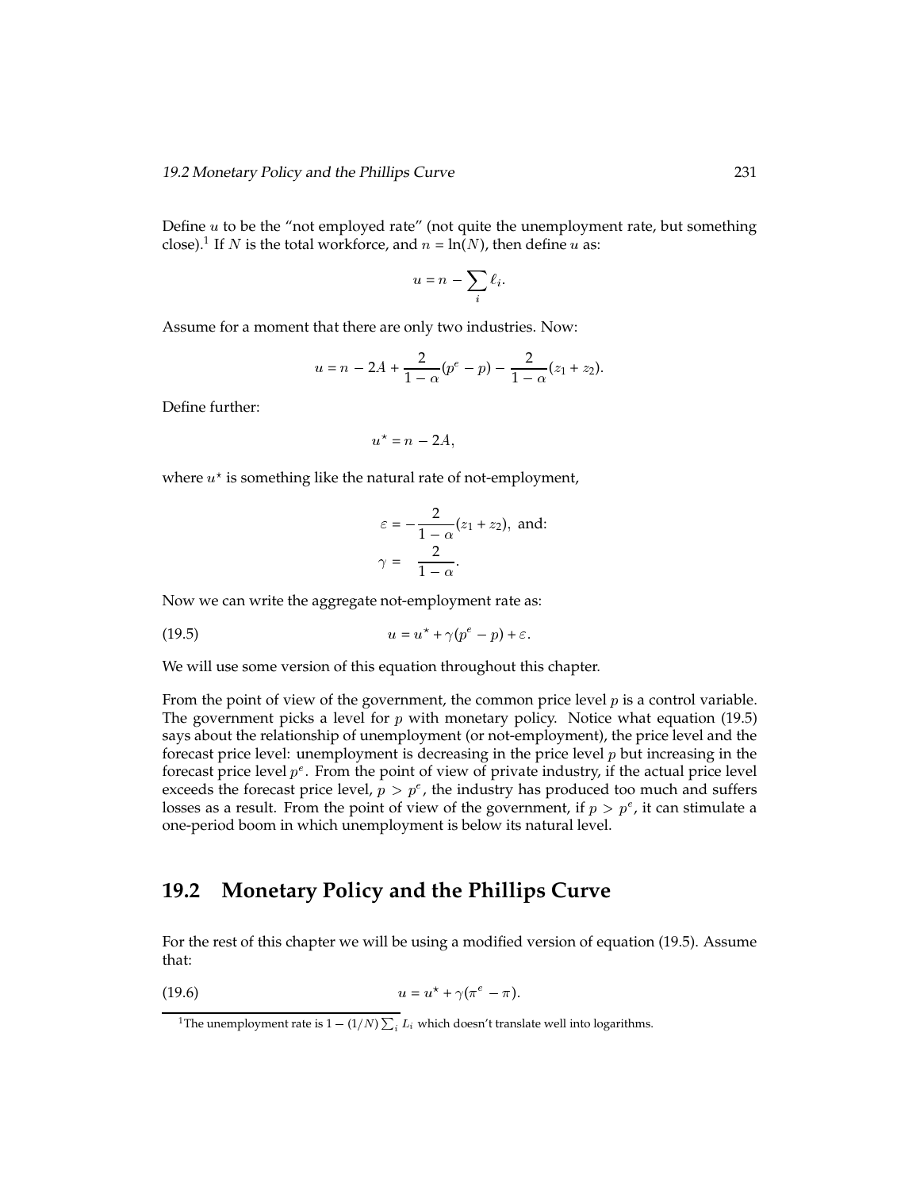Define $u$ to be the "not employed rate" (not quite the unemployment rate, but something close).[1] If $N$ is the total workforce, and $n = \ln(N)$, then define $u$ as:

$$u = n - \sum_i \ell_i.$$

Assume for a moment that there are only two industries. Now:

$$u = n - 2A + \frac{2}{1-\alpha}(p^e - p) - \frac{2}{1-\alpha}(z_1 + z_2).$$

Define further:

$$u^\star = n - 2A,$$

where $u^\star$ is something like the natural rate of not-employment,

$$\varepsilon = -\frac{2}{1-\alpha}(z_1 + z_2), \text{ and:}$$
$$\gamma = \frac{2}{1-\alpha}.$$

Now we can write the aggregate not-employment rate as:

$$u = u^\star + \gamma(p^e - p) + \varepsilon. \tag{19.5}$$

We will use some version of this equation throughout this chapter.

From the point of view of the government, the common price level $p$ is a control variable. The government picks a level for $p$ with monetary policy. Notice what equation (19.5) says about the relationship of unemployment (or not-employment), the price level and the forecast price level: unemployment is decreasing in the price level $p$ but increasing in the forecast price level $p^e$. From the point of view of private industry, if the actual price level exceeds the forecast price level, $p > p^e$, the industry has produced too much and suffers losses as a result. From the point of view of the government, if $p > p^e$, it can stimulate a one-period boom in which unemployment is below its natural level.

## 19.2 Monetary Policy and the Phillips Curve

For the rest of this chapter we will be using a modified version of equation (19.5). Assume that:

$$u = u^\star + \gamma(\pi^e - \pi). \tag{19.6}$$

[1] The unemployment rate is $1 - (1/N)\sum_i L_i$ which doesn't translate well into logarithms.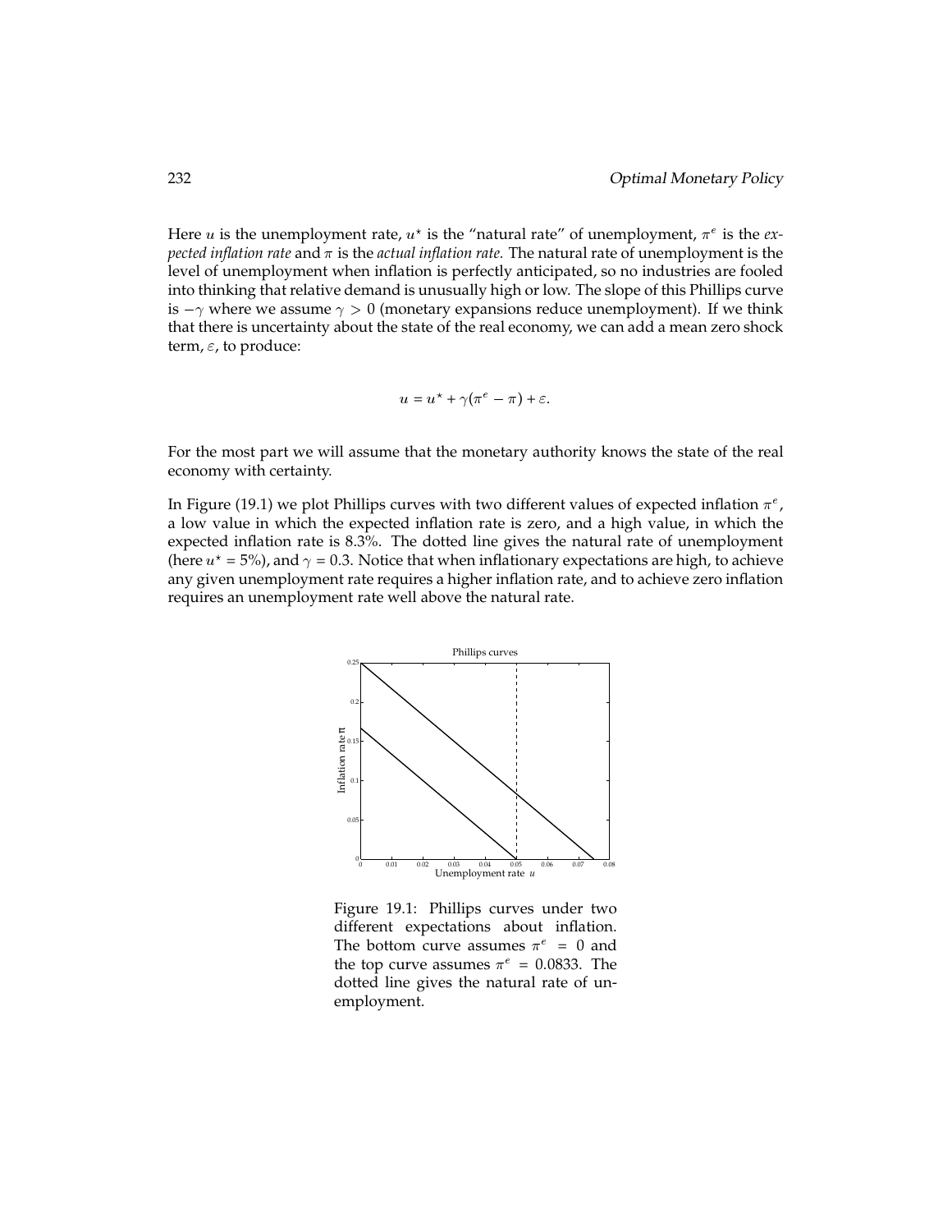Here $u$ is the unemployment rate, $u^\star$ is the "natural rate" of unemployment, $\pi^e$ is the *expected inflation rate* and $\pi$ is the *actual inflation rate.* The natural rate of unemployment is the level of unemployment when inflation is perfectly anticipated, so no industries are fooled into thinking that relative demand is unusually high or low. The slope of this Phillips curve is $-\gamma$ where we assume $\gamma > 0$ (monetary expansions reduce unemployment). If we think that there is uncertainty about the state of the real economy, we can add a mean zero shock term, $\varepsilon$, to produce:

$$u = u^\star + \gamma(\pi^e - \pi) + \varepsilon.$$

For the most part we will assume that the monetary authority knows the state of the real economy with certainty.

In Figure (19.1) we plot Phillips curves with two different values of expected inflation $\pi^e$, a low value in which the expected inflation rate is zero, and a high value, in which the expected inflation rate is 8.3%. The dotted line gives the natural rate of unemployment (here $u^\star = 5\%$), and $\gamma = 0.3$. Notice that when inflationary expectations are high, to achieve any given unemployment rate requires a higher inflation rate, and to achieve zero inflation requires an unemployment rate well above the natural rate.

Figure 19.1: Phillips curves under two different expectations about inflation. The bottom curve assumes $\pi^e = 0$ and the top curve assumes $\pi^e = 0.0833$. The dotted line gives the natural rate of unemployment.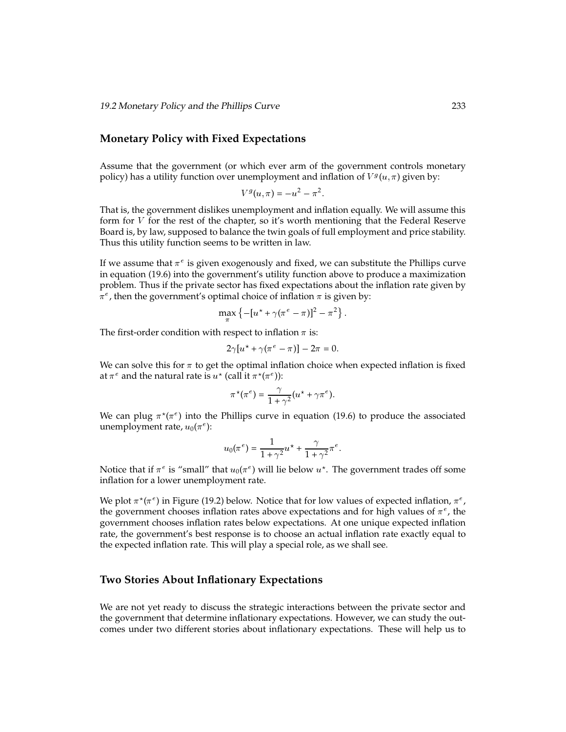## Monetary Policy with Fixed Expectations

Assume that the government (or which ever arm of the government controls monetary policy) has a utility function over unemployment and inflation of $V^g(u, \pi)$ given by:

$$V^g(u, \pi) = -u^2 - \pi^2.$$

That is, the government dislikes unemployment and inflation equally. We will assume this form for $V$ for the rest of the chapter, so it's worth mentioning that the Federal Reserve Board is, by law, supposed to balance the twin goals of full employment and price stability. Thus this utility function seems to be written in law.

If we assume that $\pi^e$ is given exogenously and fixed, we can substitute the Phillips curve in equation (19.6) into the government's utility function above to produce a maximization problem. Thus if the private sector has fixed expectations about the inflation rate given by $\pi^e$, then the government's optimal choice of inflation $\pi$ is given by:

$$\max_{\pi} \left\{ -[u^\star + \gamma(\pi^e - \pi)]^2 - \pi^2 \right\}.$$

The first-order condition with respect to inflation $\pi$ is:

$$2\gamma[u^\star + \gamma(\pi^e - \pi)] - 2\pi = 0.$$

We can solve this for $\pi$ to get the optimal inflation choice when expected inflation is fixed at $\pi^e$ and the natural rate is $u^\star$ (call it $\pi^\star(\pi^e)$):

$$\pi^\star(\pi^e) = \frac{\gamma}{1 + \gamma^2}(u^\star + \gamma\pi^e).$$

We can plug $\pi^\star(\pi^e)$ into the Phillips curve in equation (19.6) to produce the associated unemployment rate, $u_0(\pi^e)$:

$$u_0(\pi^e) = \frac{1}{1 + \gamma^2}u^\star + \frac{\gamma}{1 + \gamma^2}\pi^e.$$

Notice that if $\pi^e$ is "small" that $u_0(\pi^e)$ will lie below $u^\star$. The government trades off some inflation for a lower unemployment rate.

We plot $\pi^\star(\pi^e)$ in Figure (19.2) below. Notice that for low values of expected inflation, $\pi^e$, the government chooses inflation rates above expectations and for high values of $\pi^e$, the government chooses inflation rates below expectations. At one unique expected inflation rate, the government's best response is to choose an actual inflation rate exactly equal to the expected inflation rate. This will play a special role, as we shall see.

## Two Stories About Inflationary Expectations

We are not yet ready to discuss the strategic interactions between the private sector and the government that determine inflationary expectations. However, we can study the outcomes under two different stories about inflationary expectations. These will help us to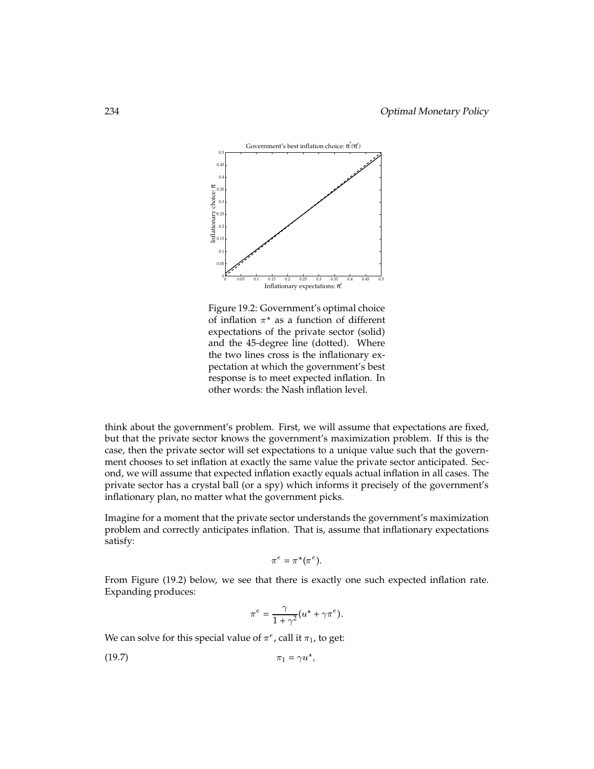Figure 19.2: Government's optimal choice of inflation $\pi^\star$ as a function of different expectations of the private sector (solid) and the 45-degree line (dotted). Where the two lines cross is the inflationary expectation at which the government's best response is to meet expected inflation. In other words: the Nash inflation level.

think about the government's problem. First, we will assume that expectations are fixed, but that the private sector knows the government's maximization problem. If this is the case, then the private sector will set expectations to a unique value such that the government chooses to set inflation at exactly the same value the private sector anticipated. Second, we will assume that expected inflation exactly equals actual inflation in all cases. The private sector has a crystal ball (or a spy) which informs it precisely of the government's inflationary plan, no matter what the government picks.

Imagine for a moment that the private sector understands the government's maximization problem and correctly anticipates inflation. That is, assume that inflationary expectations satisfy:

$$\pi^e = \pi^\star(\pi^e).$$

From Figure (19.2) below, we see that there is exactly one such expected inflation rate. Expanding produces:

$$\pi^e = \frac{\gamma}{1+\gamma^2}(u^\star + \gamma \pi^e).$$

We can solve for this special value of $\pi^e$, call it $\pi_1$, to get:

$$\pi_1 = \gamma u^\star, \tag{19.7}$$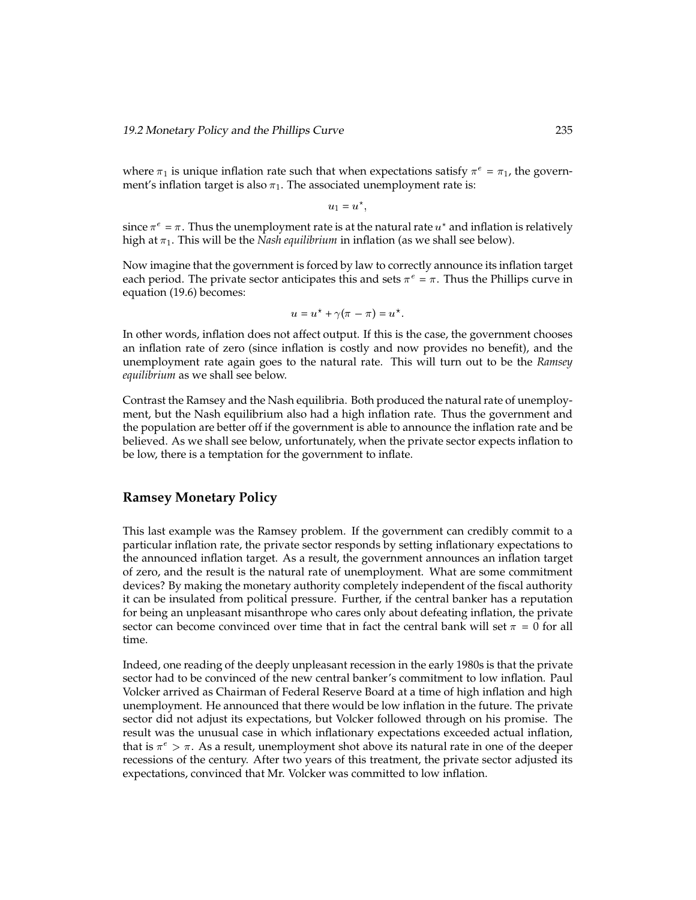where $\pi_1$ is unique inflation rate such that when expectations satisfy $\pi^e = \pi_1$, the government's inflation target is also $\pi_1$. The associated unemployment rate is:

$$u_1 = u^\star,$$

since $\pi^e = \pi$. Thus the unemployment rate is at the natural rate $u^\star$ and inflation is relatively high at $\pi_1$. This will be the *Nash equilibrium* in inflation (as we shall see below).

Now imagine that the government is forced by law to correctly announce its inflation target each period. The private sector anticipates this and sets $\pi^e = \pi$. Thus the Phillips curve in equation (19.6) becomes:

$$u = u^\star + \gamma(\pi - \pi) = u^\star.$$

In other words, inflation does not affect output. If this is the case, the government chooses an inflation rate of zero (since inflation is costly and now provides no benefit), and the unemployment rate again goes to the natural rate. This will turn out to be the *Ramsey equilibrium* as we shall see below.

Contrast the Ramsey and the Nash equilibria. Both produced the natural rate of unemployment, but the Nash equilibrium also had a high inflation rate. Thus the government and the population are better off if the government is able to announce the inflation rate and be believed. As we shall see below, unfortunately, when the private sector expects inflation to be low, there is a temptation for the government to inflate.

## Ramsey Monetary Policy

This last example was the Ramsey problem. If the government can credibly commit to a particular inflation rate, the private sector responds by setting inflationary expectations to the announced inflation target. As a result, the government announces an inflation target of zero, and the result is the natural rate of unemployment. What are some commitment devices? By making the monetary authority completely independent of the fiscal authority it can be insulated from political pressure. Further, if the central banker has a reputation for being an unpleasant misanthrope who cares only about defeating inflation, the private sector can become convinced over time that in fact the central bank will set $\pi = 0$ for all time.

Indeed, one reading of the deeply unpleasant recession in the early 1980s is that the private sector had to be convinced of the new central banker's commitment to low inflation. Paul Volcker arrived as Chairman of Federal Reserve Board at a time of high inflation and high unemployment. He announced that there would be low inflation in the future. The private sector did not adjust its expectations, but Volcker followed through on his promise. The result was the unusual case in which inflationary expectations exceeded actual inflation, that is $\pi^e > \pi$. As a result, unemployment shot above its natural rate in one of the deeper recessions of the century. After two years of this treatment, the private sector adjusted its expectations, convinced that Mr. Volcker was committed to low inflation.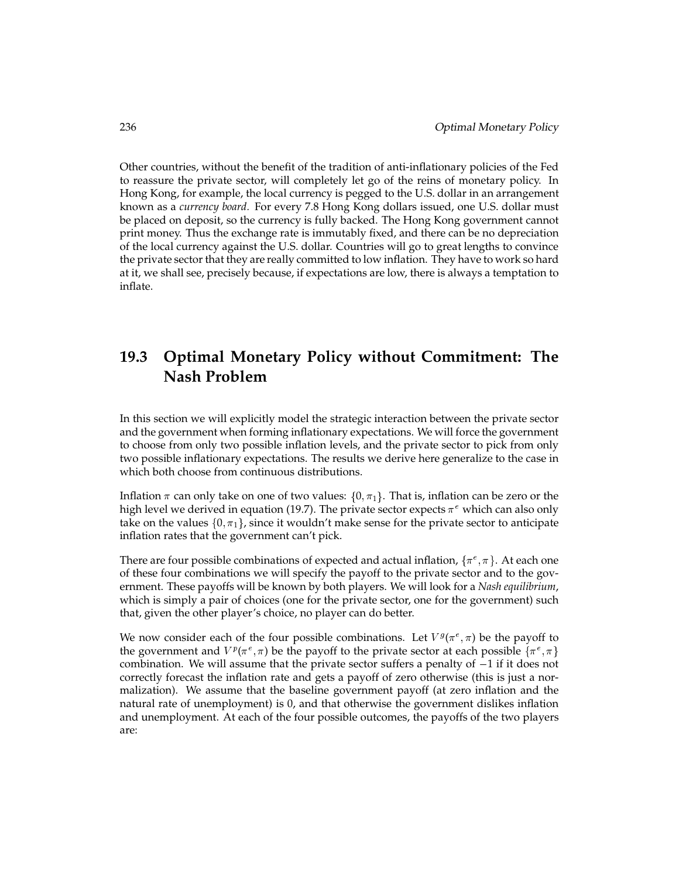Other countries, without the benefit of the tradition of anti-inflationary policies of the Fed to reassure the private sector, will completely let go of the reins of monetary policy. In Hong Kong, for example, the local currency is pegged to the U.S. dollar in an arrangement known as a *currency board*. For every 7.8 Hong Kong dollars issued, one U.S. dollar must be placed on deposit, so the currency is fully backed. The Hong Kong government cannot print money. Thus the exchange rate is immutably fixed, and there can be no depreciation of the local currency against the U.S. dollar. Countries will go to great lengths to convince the private sector that they are really committed to low inflation. They have to work so hard at it, we shall see, precisely because, if expectations are low, there is always a temptation to inflate.

## 19.3 Optimal Monetary Policy without Commitment: The Nash Problem

In this section we will explicitly model the strategic interaction between the private sector and the government when forming inflationary expectations. We will force the government to choose from only two possible inflation levels, and the private sector to pick from only two possible inflationary expectations. The results we derive here generalize to the case in which both choose from continuous distributions.

Inflation $\pi$ can only take on one of two values: $\{0, \pi_1\}$. That is, inflation can be zero or the high level we derived in equation (19.7). The private sector expects $\pi^e$ which can also only take on the values $\{0, \pi_1\}$, since it wouldn't make sense for the private sector to anticipate inflation rates that the government can't pick.

There are four possible combinations of expected and actual inflation, $\{\pi^e, \pi\}$. At each one of these four combinations we will specify the payoff to the private sector and to the government. These payoffs will be known by both players. We will look for a *Nash equilibrium*, which is simply a pair of choices (one for the private sector, one for the government) such that, given the other player's choice, no player can do better.

We now consider each of the four possible combinations. Let $V^g(\pi^e, \pi)$ be the payoff to the government and $V^p(\pi^e, \pi)$ be the payoff to the private sector at each possible $\{\pi^e, \pi\}$ combination. We will assume that the private sector suffers a penalty of $-1$ if it does not correctly forecast the inflation rate and gets a payoff of zero otherwise (this is just a normalization). We assume that the baseline government payoff (at zero inflation and the natural rate of unemployment) is 0, and that otherwise the government dislikes inflation and unemployment. At each of the four possible outcomes, the payoffs of the two players are: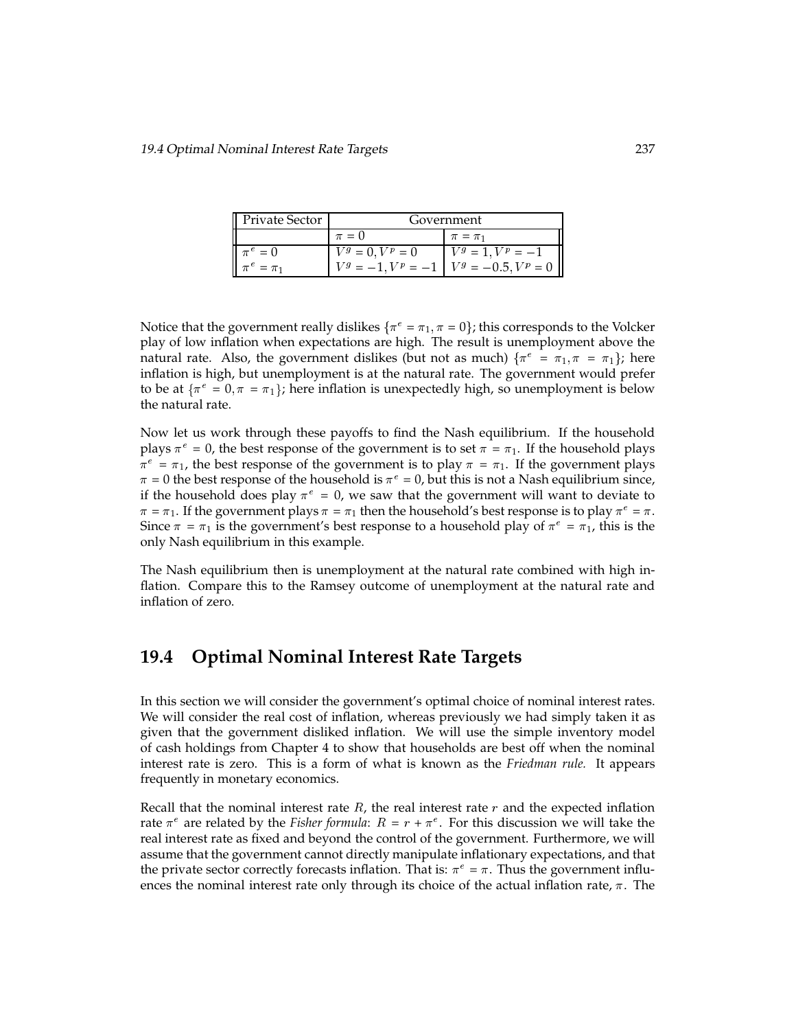| Private Sector | Government | |
|---|---|---|
| | $\pi = 0$ | $\pi = \pi_1$ |
| $\pi^e = 0$ | $V^g = 0, V^p = 0$ | $V^g = 1, V^p = -1$ |
| $\pi^e = \pi_1$ | $V^g = -1, V^p = -1$ | $V^g = -0.5, V^p = 0$ |

Notice that the government really dislikes $\{\pi^e = \pi_1, \pi = 0\}$; this corresponds to the Volcker play of low inflation when expectations are high. The result is unemployment above the natural rate. Also, the government dislikes (but not as much) $\{\pi^e = \pi_1, \pi = \pi_1\}$; here inflation is high, but unemployment is at the natural rate. The government would prefer to be at $\{\pi^e = 0, \pi = \pi_1\}$; here inflation is unexpectedly high, so unemployment is below the natural rate.

Now let us work through these payoffs to find the Nash equilibrium. If the household plays $\pi^e = 0$, the best response of the government is to set $\pi = \pi_1$. If the household plays $\pi^e = \pi_1$, the best response of the government is to play $\pi = \pi_1$. If the government plays $\pi = 0$ the best response of the household is $\pi^e = 0$, but this is not a Nash equilibrium since, if the household does play $\pi^e = 0$, we saw that the government will want to deviate to $\pi = \pi_1$. If the government plays $\pi = \pi_1$ then the household's best response is to play $\pi^e = \pi$. Since $\pi = \pi_1$ is the government's best response to a household play of $\pi^e = \pi_1$, this is the only Nash equilibrium in this example.

The Nash equilibrium then is unemployment at the natural rate combined with high inflation. Compare this to the Ramsey outcome of unemployment at the natural rate and inflation of zero.

## 19.4 Optimal Nominal Interest Rate Targets

In this section we will consider the government's optimal choice of nominal interest rates. We will consider the real cost of inflation, whereas previously we had simply taken it as given that the government disliked inflation. We will use the simple inventory model of cash holdings from Chapter 4 to show that households are best off when the nominal interest rate is zero. This is a form of what is known as the *Friedman rule.* It appears frequently in monetary economics.

Recall that the nominal interest rate $R$, the real interest rate $r$ and the expected inflation rate $\pi^e$ are related by the *Fisher formula*: $R = r + \pi^e$. For this discussion we will take the real interest rate as fixed and beyond the control of the government. Furthermore, we will assume that the government cannot directly manipulate inflationary expectations, and that the private sector correctly forecasts inflation. That is: $\pi^e = \pi$. Thus the government influences the nominal interest rate only through its choice of the actual inflation rate, $\pi$. The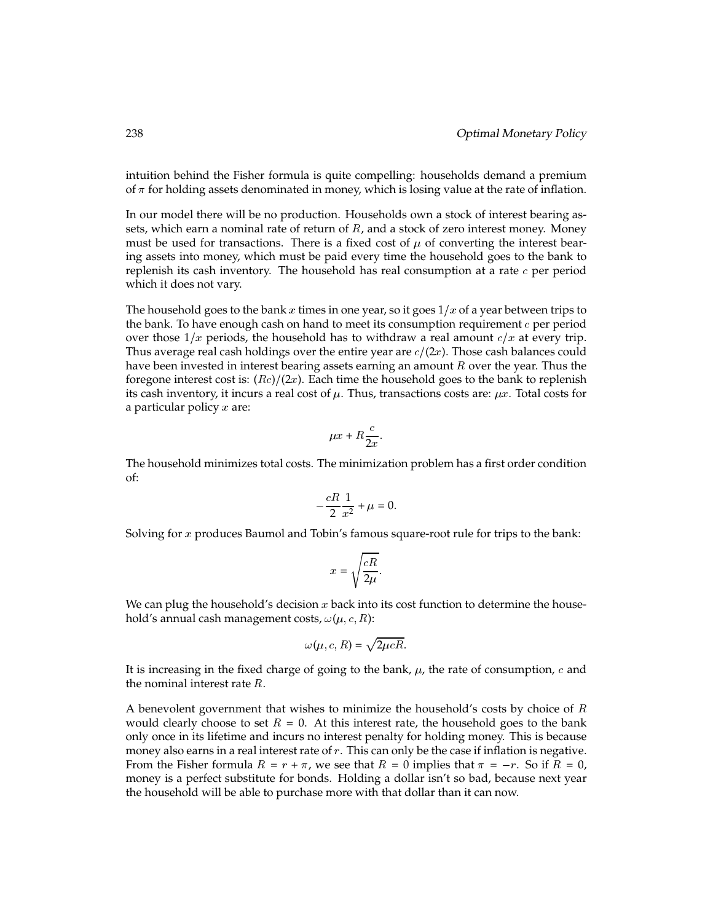intuition behind the Fisher formula is quite compelling: households demand a premium of $\pi$ for holding assets denominated in money, which is losing value at the rate of inflation.

In our model there will be no production. Households own a stock of interest bearing assets, which earn a nominal rate of return of $R$, and a stock of zero interest money. Money must be used for transactions. There is a fixed cost of $\mu$ of converting the interest bearing assets into money, which must be paid every time the household goes to the bank to replenish its cash inventory. The household has real consumption at a rate $c$ per period which it does not vary.

The household goes to the bank $x$ times in one year, so it goes $1/x$ of a year between trips to the bank. To have enough cash on hand to meet its consumption requirement $c$ per period over those $1/x$ periods, the household has to withdraw a real amount $c/x$ at every trip. Thus average real cash holdings over the entire year are $c/(2x)$. Those cash balances could have been invested in interest bearing assets earning an amount $R$ over the year. Thus the foregone interest cost is: $(Rc)/(2x)$. Each time the household goes to the bank to replenish its cash inventory, it incurs a real cost of $\mu$. Thus, transactions costs are: $\mu x$. Total costs for a particular policy $x$ are:

$$\mu x + R\frac{c}{2x}.$$

The household minimizes total costs. The minimization problem has a first order condition of:

$$-\frac{cR}{2}\frac{1}{x^2} + \mu = 0.$$

Solving for $x$ produces Baumol and Tobin's famous square-root rule for trips to the bank:

$$x = \sqrt{\frac{cR}{2\mu}}.$$

We can plug the household's decision $x$ back into its cost function to determine the household's annual cash management costs, $\omega(\mu, c, R)$:

$$\omega(\mu, c, R) = \sqrt{2\mu c R}.$$

It is increasing in the fixed charge of going to the bank, $\mu$, the rate of consumption, $c$ and the nominal interest rate $R$.

A benevolent government that wishes to minimize the household's costs by choice of $R$ would clearly choose to set $R = 0$. At this interest rate, the household goes to the bank only once in its lifetime and incurs no interest penalty for holding money. This is because money also earns in a real interest rate of $r$. This can only be the case if inflation is negative. From the Fisher formula $R = r + \pi$, we see that $R = 0$ implies that $\pi = -r$. So if $R = 0$, money is a perfect substitute for bonds. Holding a dollar isn't so bad, because next year the household will be able to purchase more with that dollar than it can now.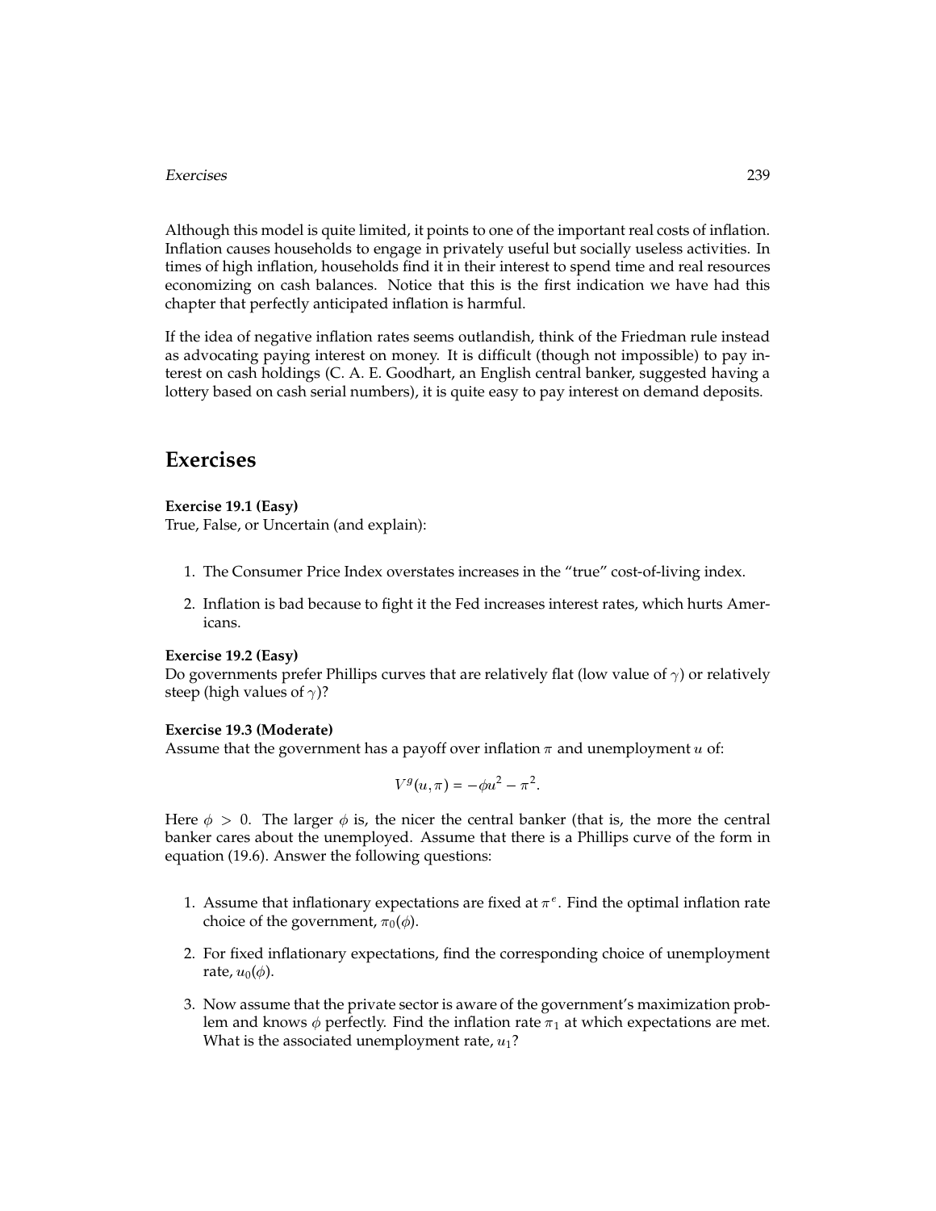Although this model is quite limited, it points to one of the important real costs of inflation. Inflation causes households to engage in privately useful but socially useless activities. In times of high inflation, households find it in their interest to spend time and real resources economizing on cash balances. Notice that this is the first indication we have had this chapter that perfectly anticipated inflation is harmful.

If the idea of negative inflation rates seems outlandish, think of the Friedman rule instead as advocating paying interest on money. It is difficult (though not impossible) to pay interest on cash holdings (C. A. E. Goodhart, an English central banker, suggested having a lottery based on cash serial numbers), it is quite easy to pay interest on demand deposits.

## Exercises

**Exercise 19.1 (Easy)**
True, False, or Uncertain (and explain):

1. The Consumer Price Index overstates increases in the "true" cost-of-living index.
2. Inflation is bad because to fight it the Fed increases interest rates, which hurts Americans.

**Exercise 19.2 (Easy)**
Do governments prefer Phillips curves that are relatively flat (low value of $\gamma$) or relatively steep (high values of $\gamma$)?

**Exercise 19.3 (Moderate)**
Assume that the government has a payoff over inflation $\pi$ and unemployment $u$ of:

$$V^g(u, \pi) = -\phi u^2 - \pi^2.$$

Here $\phi > 0$. The larger $\phi$ is, the nicer the central banker (that is, the more the central banker cares about the unemployed. Assume that there is a Phillips curve of the form in equation (19.6). Answer the following questions:

1. Assume that inflationary expectations are fixed at $\pi^e$. Find the optimal inflation rate choice of the government, $\pi_0(\phi)$.
2. For fixed inflationary expectations, find the corresponding choice of unemployment rate, $u_0(\phi)$.
3. Now assume that the private sector is aware of the government's maximization problem and knows $\phi$ perfectly. Find the inflation rate $\pi_1$ at which expectations are met. What is the associated unemployment rate, $u_1$?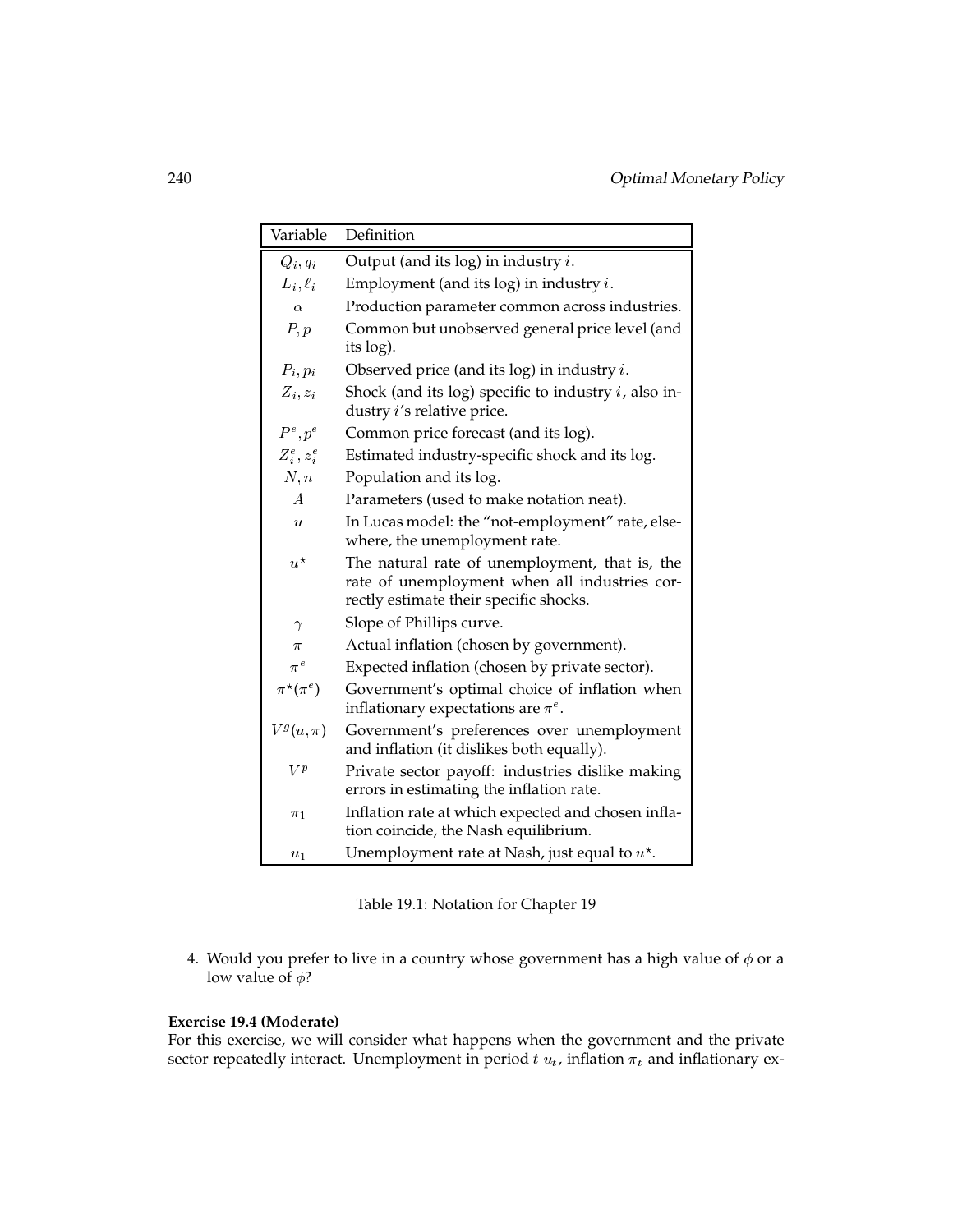| Variable | Definition |
| --- | --- |
| $Q_i, q_i$ | Output (and its log) in industry $i$. |
| $L_i, \ell_i$ | Employment (and its log) in industry $i$. |
| $\alpha$ | Production parameter common across industries. |
| $P, p$ | Common but unobserved general price level (and its log). |
| $P_i, p_i$ | Observed price (and its log) in industry $i$. |
| $Z_i, z_i$ | Shock (and its log) specific to industry $i$, also industry $i$'s relative price. |
| $P^e, p^e$ | Common price forecast (and its log). |
| $Z_i^e, z_i^e$ | Estimated industry-specific shock and its log. |
| $N, n$ | Population and its log. |
| $A$ | Parameters (used to make notation neat). |
| $u$ | In Lucas model: the "not-employment" rate, elsewhere, the unemployment rate. |
| $u^\star$ | The natural rate of unemployment, that is, the rate of unemployment when all industries correctly estimate their specific shocks. |
| $\gamma$ | Slope of Phillips curve. |
| $\pi$ | Actual inflation (chosen by government). |
| $\pi^e$ | Expected inflation (chosen by private sector). |
| $\pi^\star(\pi^e)$ | Government's optimal choice of inflation when inflationary expectations are $\pi^e$. |
| $V^g(u, \pi)$ | Government's preferences over unemployment and inflation (it dislikes both equally). |
| $V^p$ | Private sector payoff: industries dislike making errors in estimating the inflation rate. |
| $\pi_1$ | Inflation rate at which expected and chosen inflation coincide, the Nash equilibrium. |
| $u_1$ | Unemployment rate at Nash, just equal to $u^\star$. |

Table 19.1: Notation for Chapter 19

4. Would you prefer to live in a country whose government has a high value of $\phi$ or a low value of $\phi$?

**Exercise 19.4 (Moderate)**

For this exercise, we will consider what happens when the government and the private sector repeatedly interact. Unemployment in period $t$ $u_t$, inflation $\pi_t$ and inflationary ex-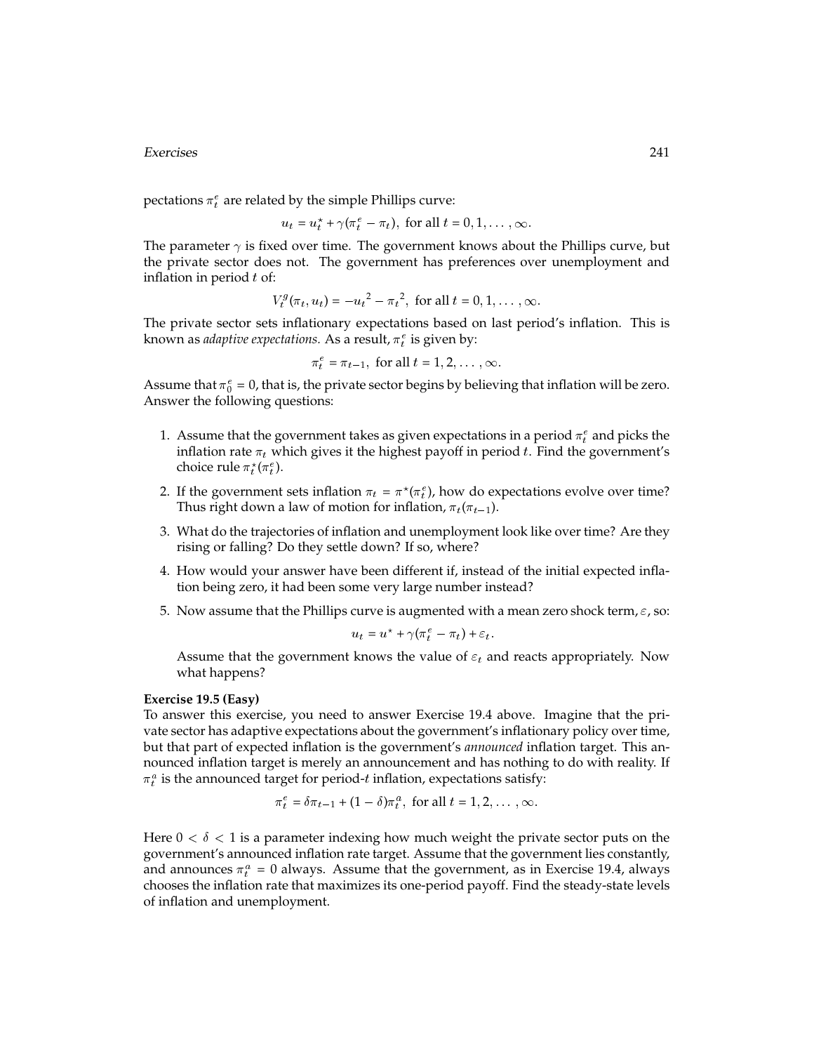pectations $\pi_t^e$ are related by the simple Phillips curve:

$$u_t = u_t^{\star} + \gamma(\pi_t^e - \pi_t), \text{ for all } t = 0, 1, \ldots, \infty.$$

The parameter $\gamma$ is fixed over time. The government knows about the Phillips curve, but the private sector does not. The government has preferences over unemployment and inflation in period $t$ of:

$$V_t^g(\pi_t, u_t) = -{u_t}^2 - {\pi_t}^2, \text{ for all } t = 0, 1, \ldots, \infty.$$

The private sector sets inflationary expectations based on last period's inflation. This is known as *adaptive expectations.* As a result, $\pi_t^e$ is given by:

$$\pi_t^e = \pi_{t-1}, \text{ for all } t = 1, 2, \ldots, \infty.$$

Assume that $\pi_0^e = 0$, that is, the private sector begins by believing that inflation will be zero. Answer the following questions:

1. Assume that the government takes as given expectations in a period $\pi_t^e$ and picks the inflation rate $\pi_t$ which gives it the highest payoff in period $t$. Find the government's choice rule $\pi_t^{\star}(\pi_t^e)$.
2. If the government sets inflation $\pi_t = \pi^{\star}(\pi_t^e)$, how do expectations evolve over time? Thus right down a law of motion for inflation, $\pi_t(\pi_{t-1})$.
3. What do the trajectories of inflation and unemployment look like over time? Are they rising or falling? Do they settle down? If so, where?
4. How would your answer have been different if, instead of the initial expected inflation being zero, it had been some very large number instead?
5. Now assume that the Phillips curve is augmented with a mean zero shock term, $\varepsilon$, so:

$$u_t = u^{\star} + \gamma(\pi_t^e - \pi_t) + \varepsilon_t.$$

Assume that the government knows the value of $\varepsilon_t$ and reacts appropriately. Now what happens?

**Exercise 19.5 (Easy)**
To answer this exercise, you need to answer Exercise 19.4 above. Imagine that the private sector has adaptive expectations about the government's inflationary policy over time, but that part of expected inflation is the government's *announced* inflation target. This announced inflation target is merely an announcement and has nothing to do with reality. If $\pi_t^a$ is the announced target for period-$t$ inflation, expectations satisfy:

$$\pi_t^e = \delta\pi_{t-1} + (1-\delta)\pi_t^a, \text{ for all } t = 1, 2, \ldots, \infty.$$

Here $0 < \delta < 1$ is a parameter indexing how much weight the private sector puts on the government's announced inflation rate target. Assume that the government lies constantly, and announces $\pi_t^a = 0$ always. Assume that the government, as in Exercise 19.4, always chooses the inflation rate that maximizes its one-period payoff. Find the steady-state levels of inflation and unemployment.